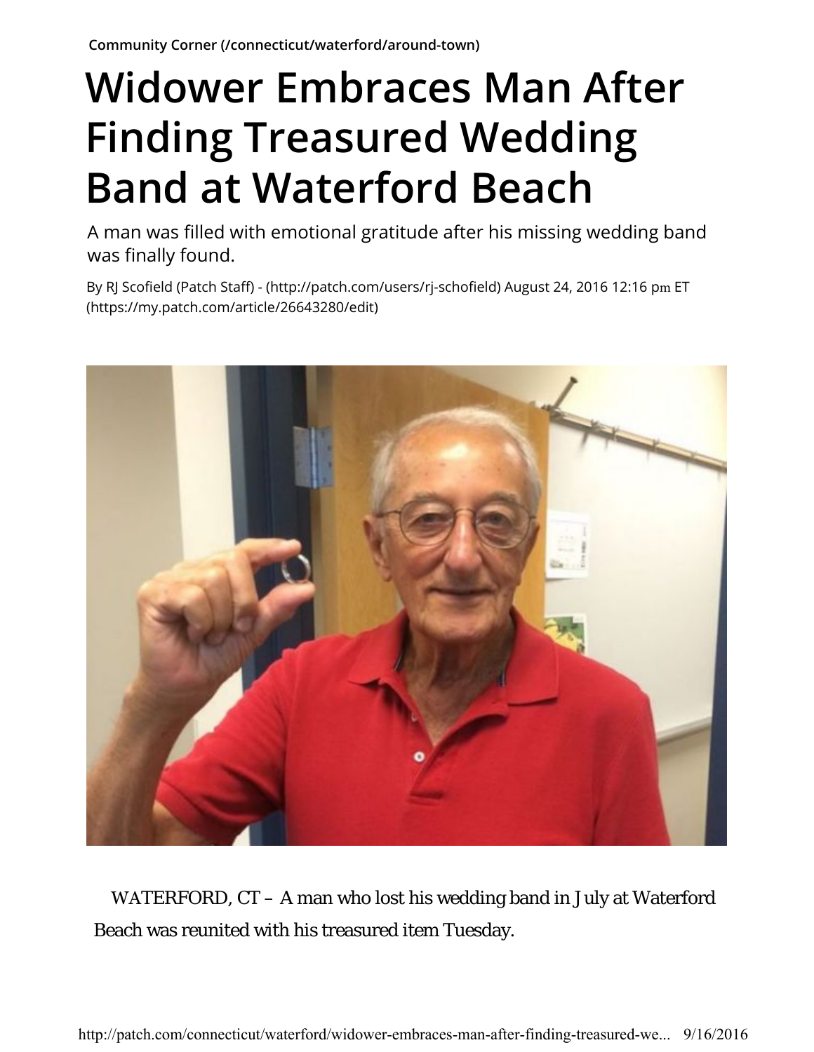Community Corner (/connecticut/waterford/around-town)

# Widower Embraces Man After Finding Treasured Wedding Band at Waterford Beach

A man was filled with emotional gratitude after his missing wedding band was finally found.

By RJ Scofield (Patch Staff) - (http://patch.com/users/rj-schofield) August 24, 2016 12:16 pm ET (https://my.patch.com/article/26643280/edit)

WATERFORD, CT – A man who lost his wedding band in July at Waterford Beach was reunited with his treasured item Tuesday.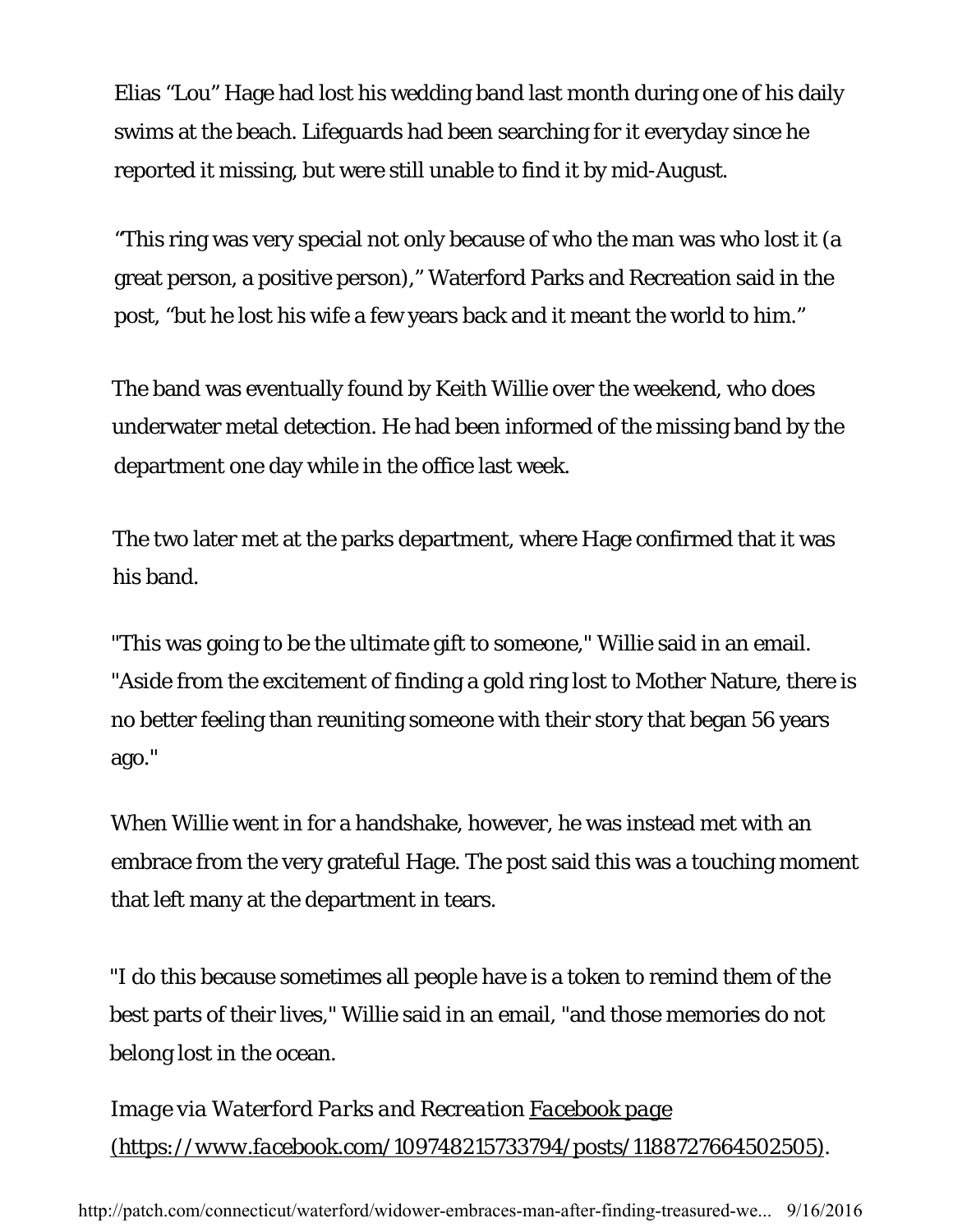Elias "Lou" Hage had lost his wedding band last month during one of his daily swims at the beach. Lifeguards had been searching for it everyday since he reported it missing, but were still unable to find it by mid-August.

"This ring was very special not only because of who the man was who lost it (a great person, a positive person)," Waterford Parks and Recreation said in the post, "but he lost his wife a few years back and it meant the world to him."

The band was eventually found by Keith Willie over the weekend, who does underwater metal detection. He had been informed of the missing band by the department one day while in the office last week.

The two later met at the parks department, where Hage confirmed that it was his band.

"This was going to be the ultimate gift to someone," Willie said in an email. "Aside from the excitement of finding a gold ring lost to Mother Nature, there is no better feeling than reuniting someone with their story that began 56 years ago."

When Willie went in for a handshake, however, he was instead met with an embrace from the very grateful Hage. The post said this was a touching moment that left many at the department in tears.

"I do this because sometimes all people have is a token to remind them of the best parts of their lives," Willie said in an email, "and those memories do not belong lost in the ocean.

*Image via Waterford Parks and Recreation* [Facebook page (https://www.facebook.com/109748215733794/posts/1188727664502505)](https://www.facebook.com/109748215733794/posts/1188727664502505).